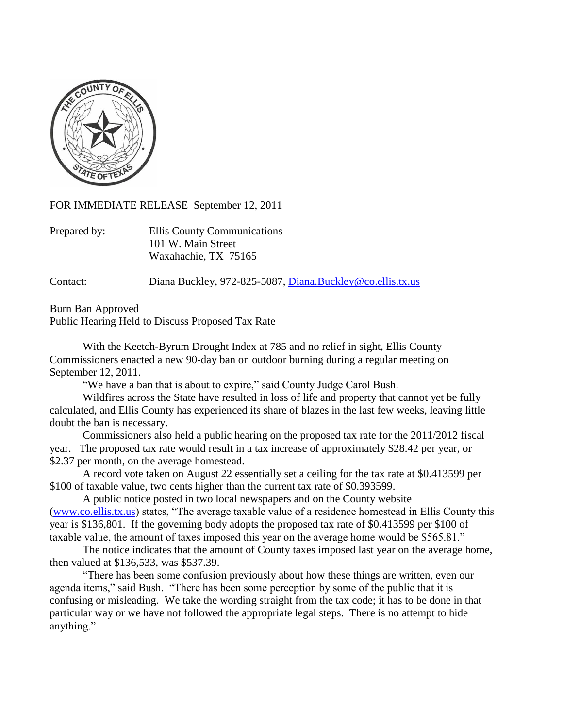FOR IMMEDIATE RELEASE September 12, 2011

Prepared by: Ellis County Communications
101 W. Main Street
Waxahachie, TX 75165

Contact: Diana Buckley, 972-825-5087, Diana.Buckley@co.ellis.tx.us

Burn Ban Approved
Public Hearing Held to Discuss Proposed Tax Rate

With the Keetch-Byrum Drought Index at 785 and no relief in sight, Ellis County Commissioners enacted a new 90-day ban on outdoor burning during a regular meeting on September 12, 2011.

"We have a ban that is about to expire," said County Judge Carol Bush.

Wildfires across the State have resulted in loss of life and property that cannot yet be fully calculated, and Ellis County has experienced its share of blazes in the last few weeks, leaving little doubt the ban is necessary.

Commissioners also held a public hearing on the proposed tax rate for the 2011/2012 fiscal year. The proposed tax rate would result in a tax increase of approximately $28.42 per year, or $2.37 per month, on the average homestead.

A record vote taken on August 22 essentially set a ceiling for the tax rate at $0.413599 per $100 of taxable value, two cents higher than the current tax rate of $0.393599.

A public notice posted in two local newspapers and on the County website (www.co.ellis.tx.us) states, "The average taxable value of a residence homestead in Ellis County this year is $136,801. If the governing body adopts the proposed tax rate of $0.413599 per $100 of taxable value, the amount of taxes imposed this year on the average home would be $565.81."

The notice indicates that the amount of County taxes imposed last year on the average home, then valued at $136,533, was $537.39.

"There has been some confusion previously about how these things are written, even our agenda items," said Bush. "There has been some perception by some of the public that it is confusing or misleading. We take the wording straight from the tax code; it has to be done in that particular way or we have not followed the appropriate legal steps. There is no attempt to hide anything."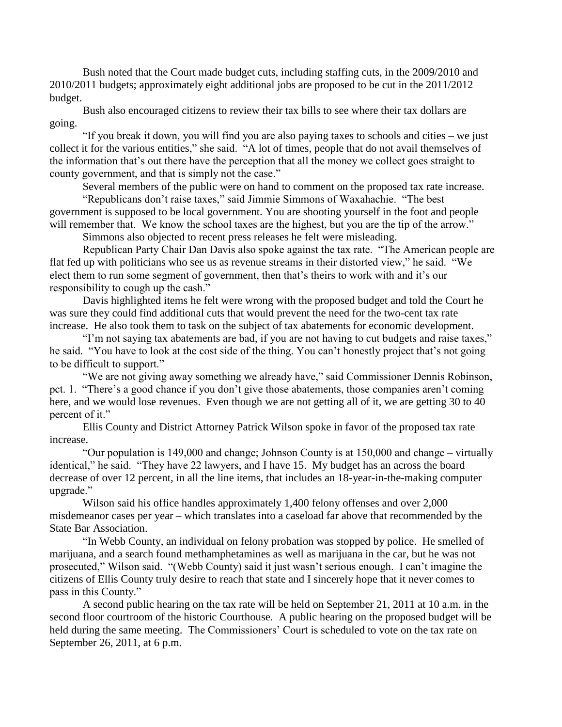Bush noted that the Court made budget cuts, including staffing cuts, in the 2009/2010 and 2010/2011 budgets; approximately eight additional jobs are proposed to be cut in the 2011/2012 budget.

Bush also encouraged citizens to review their tax bills to see where their tax dollars are going.

"If you break it down, you will find you are also paying taxes to schools and cities – we just collect it for the various entities," she said. "A lot of times, people that do not avail themselves of the information that's out there have the perception that all the money we collect goes straight to county government, and that is simply not the case."

Several members of the public were on hand to comment on the proposed tax rate increase.

"Republicans don't raise taxes," said Jimmie Simmons of Waxahachie. "The best government is supposed to be local government. You are shooting yourself in the foot and people will remember that. We know the school taxes are the highest, but you are the tip of the arrow."

Simmons also objected to recent press releases he felt were misleading.

Republican Party Chair Dan Davis also spoke against the tax rate. "The American people are flat fed up with politicians who see us as revenue streams in their distorted view," he said. "We elect them to run some segment of government, then that's theirs to work with and it's our responsibility to cough up the cash."

Davis highlighted items he felt were wrong with the proposed budget and told the Court he was sure they could find additional cuts that would prevent the need for the two-cent tax rate increase. He also took them to task on the subject of tax abatements for economic development.

"I'm not saying tax abatements are bad, if you are not having to cut budgets and raise taxes," he said. "You have to look at the cost side of the thing. You can't honestly project that's not going to be difficult to support."

"We are not giving away something we already have," said Commissioner Dennis Robinson, pct. 1. "There's a good chance if you don't give those abatements, those companies aren't coming here, and we would lose revenues. Even though we are not getting all of it, we are getting 30 to 40 percent of it."

Ellis County and District Attorney Patrick Wilson spoke in favor of the proposed tax rate increase.

"Our population is 149,000 and change; Johnson County is at 150,000 and change – virtually identical," he said. "They have 22 lawyers, and I have 15. My budget has an across the board decrease of over 12 percent, in all the line items, that includes an 18-year-in-the-making computer upgrade."

Wilson said his office handles approximately 1,400 felony offenses and over 2,000 misdemeanor cases per year – which translates into a caseload far above that recommended by the State Bar Association.

"In Webb County, an individual on felony probation was stopped by police. He smelled of marijuana, and a search found methamphetamines as well as marijuana in the car, but he was not prosecuted," Wilson said. "(Webb County) said it just wasn't serious enough. I can't imagine the citizens of Ellis County truly desire to reach that state and I sincerely hope that it never comes to pass in this County."

A second public hearing on the tax rate will be held on September 21, 2011 at 10 a.m. in the second floor courtroom of the historic Courthouse. A public hearing on the proposed budget will be held during the same meeting. The Commissioners' Court is scheduled to vote on the tax rate on September 26, 2011, at 6 p.m.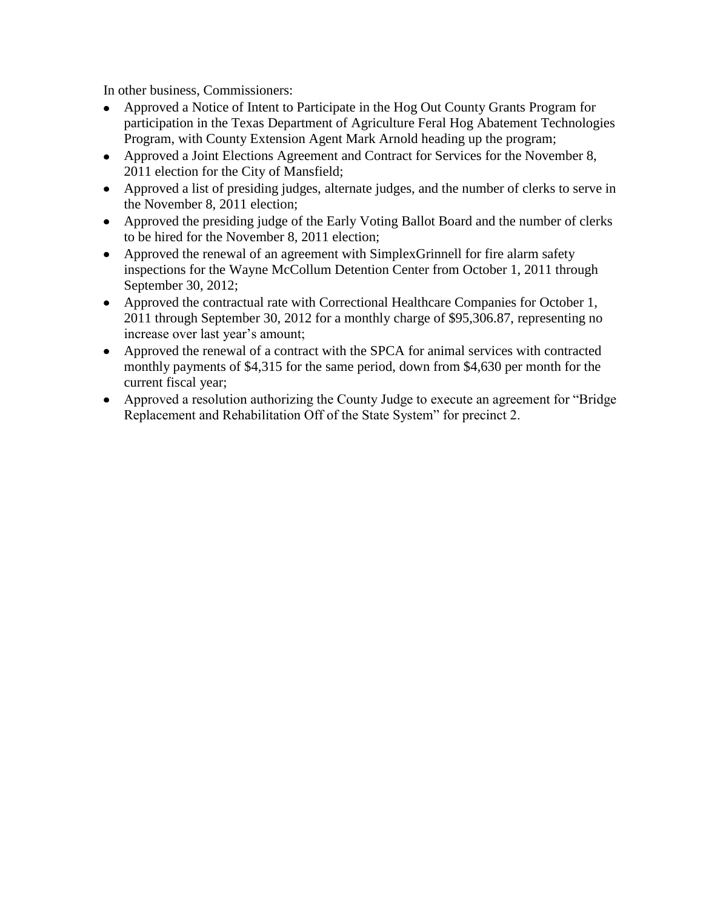In other business, Commissioners:

- Approved a Notice of Intent to Participate in the Hog Out County Grants Program for participation in the Texas Department of Agriculture Feral Hog Abatement Technologies Program, with County Extension Agent Mark Arnold heading up the program;
- Approved a Joint Elections Agreement and Contract for Services for the November 8, 2011 election for the City of Mansfield;
- Approved a list of presiding judges, alternate judges, and the number of clerks to serve in the November 8, 2011 election;
- Approved the presiding judge of the Early Voting Ballot Board and the number of clerks to be hired for the November 8, 2011 election;
- Approved the renewal of an agreement with SimplexGrinnell for fire alarm safety inspections for the Wayne McCollum Detention Center from October 1, 2011 through September 30, 2012;
- Approved the contractual rate with Correctional Healthcare Companies for October 1, 2011 through September 30, 2012 for a monthly charge of $95,306.87, representing no increase over last year's amount;
- Approved the renewal of a contract with the SPCA for animal services with contracted monthly payments of $4,315 for the same period, down from $4,630 per month for the current fiscal year;
- Approved a resolution authorizing the County Judge to execute an agreement for "Bridge Replacement and Rehabilitation Off of the State System" for precinct 2.